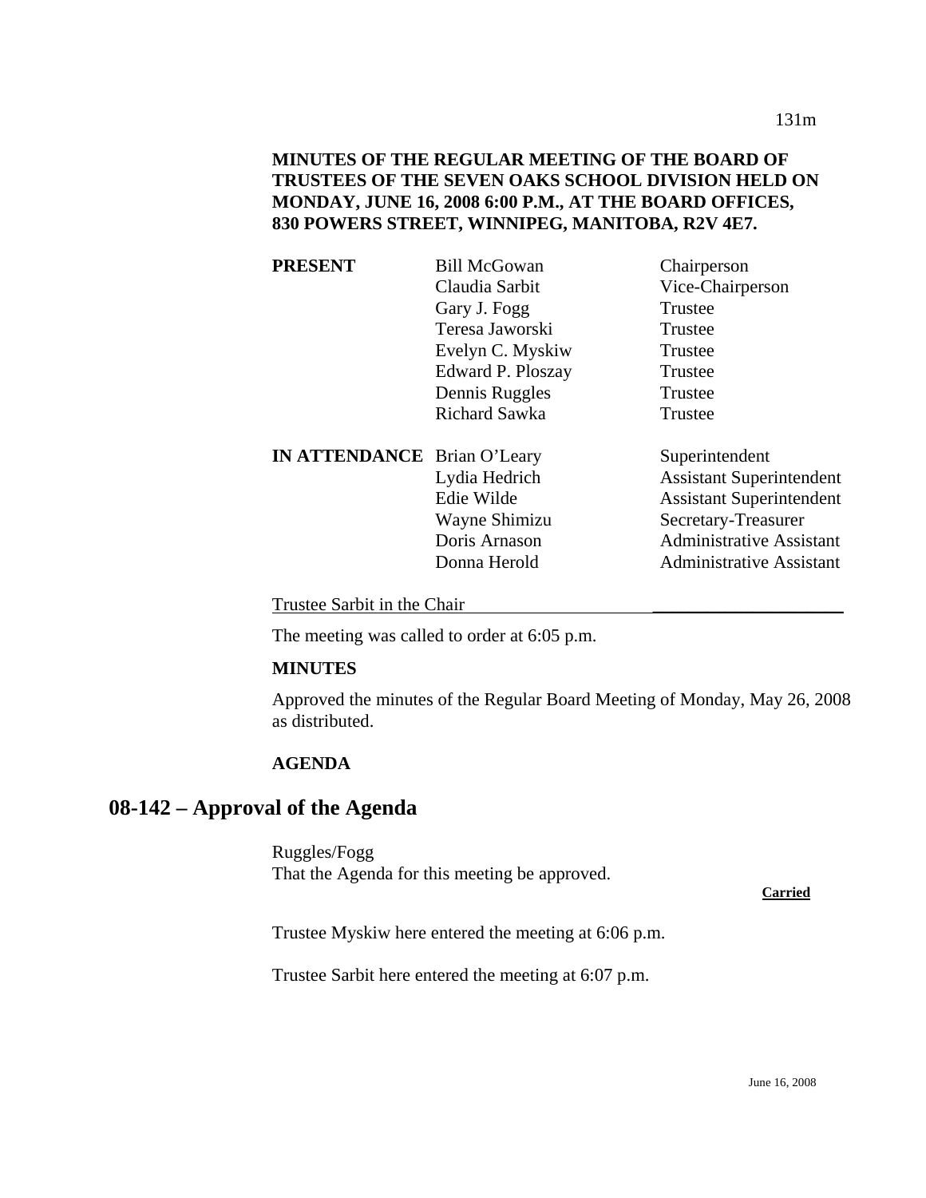**MINUTES OF THE REGULAR MEETING OF THE BOARD OF TRUSTEES OF THE SEVEN OAKS SCHOOL DIVISION HELD ON MONDAY, JUNE 16, 2008 6:00 P.M., AT THE BOARD OFFICES, 830 POWERS STREET, WINNIPEG, MANITOBA, R2V 4E7.**

| | | |
|---|---|---|
| **PRESENT** | Bill McGowan | Chairperson |
| | Claudia Sarbit | Vice-Chairperson |
| | Gary J. Fogg | Trustee |
| | Teresa Jaworski | Trustee |
| | Evelyn C. Myskiw | Trustee |
| | Edward P. Ploszay | Trustee |
| | Dennis Ruggles | Trustee |
| | Richard Sawka | Trustee |
| **IN ATTENDANCE** | Brian O'Leary | Superintendent |
| | Lydia Hedrich | Assistant Superintendent |
| | Edie Wilde | Assistant Superintendent |
| | Wayne Shimizu | Secretary-Treasurer |
| | Doris Arnason | Administrative Assistant |
| | Donna Herold | Administrative Assistant |

Trustee Sarbit in the Chair

The meeting was called to order at 6:05 p.m.

**MINUTES**

Approved the minutes of the Regular Board Meeting of Monday, May 26, 2008 as distributed.

**AGENDA**

## 08-142 – Approval of the Agenda

Ruggles/Fogg
That the Agenda for this meeting be approved.

**Carried**

Trustee Myskiw here entered the meeting at 6:06 p.m.

Trustee Sarbit here entered the meeting at 6:07 p.m.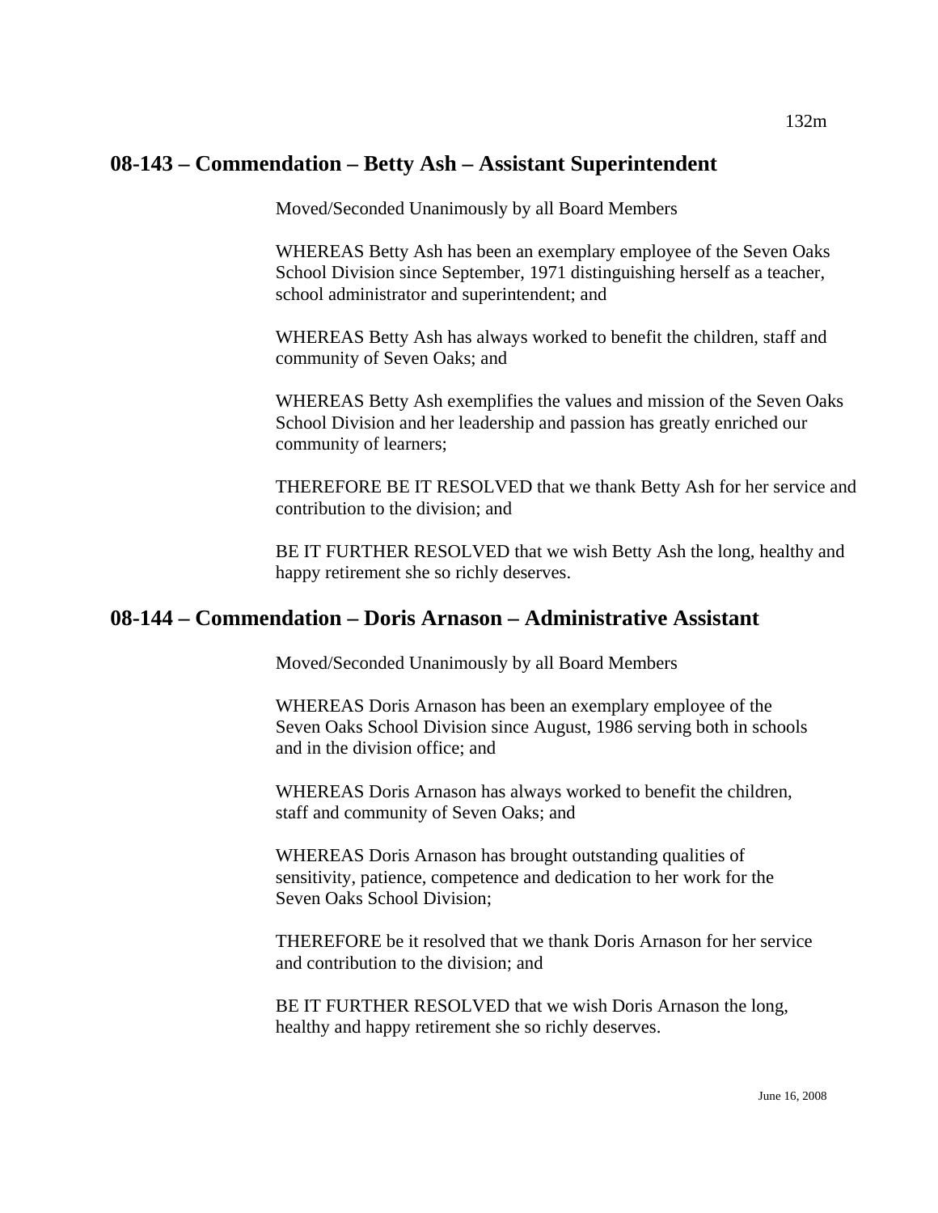## 08-143 – Commendation – Betty Ash – Assistant Superintendent

Moved/Seconded Unanimously by all Board Members

WHEREAS Betty Ash has been an exemplary employee of the Seven Oaks School Division since September, 1971 distinguishing herself as a teacher, school administrator and superintendent; and

WHEREAS Betty Ash has always worked to benefit the children, staff and community of Seven Oaks; and

WHEREAS Betty Ash exemplifies the values and mission of the Seven Oaks School Division and her leadership and passion has greatly enriched our community of learners;

THEREFORE BE IT RESOLVED that we thank Betty Ash for her service and contribution to the division; and

BE IT FURTHER RESOLVED that we wish Betty Ash the long, healthy and happy retirement she so richly deserves.

## 08-144 – Commendation – Doris Arnason – Administrative Assistant

Moved/Seconded Unanimously by all Board Members

WHEREAS Doris Arnason has been an exemplary employee of the Seven Oaks School Division since August, 1986 serving both in schools and in the division office; and

WHEREAS Doris Arnason has always worked to benefit the children, staff and community of Seven Oaks; and

WHEREAS Doris Arnason has brought outstanding qualities of sensitivity, patience, competence and dedication to her work for the Seven Oaks School Division;

THEREFORE be it resolved that we thank Doris Arnason for her service and contribution to the division; and

BE IT FURTHER RESOLVED that we wish Doris Arnason the long, healthy and happy retirement she so richly deserves.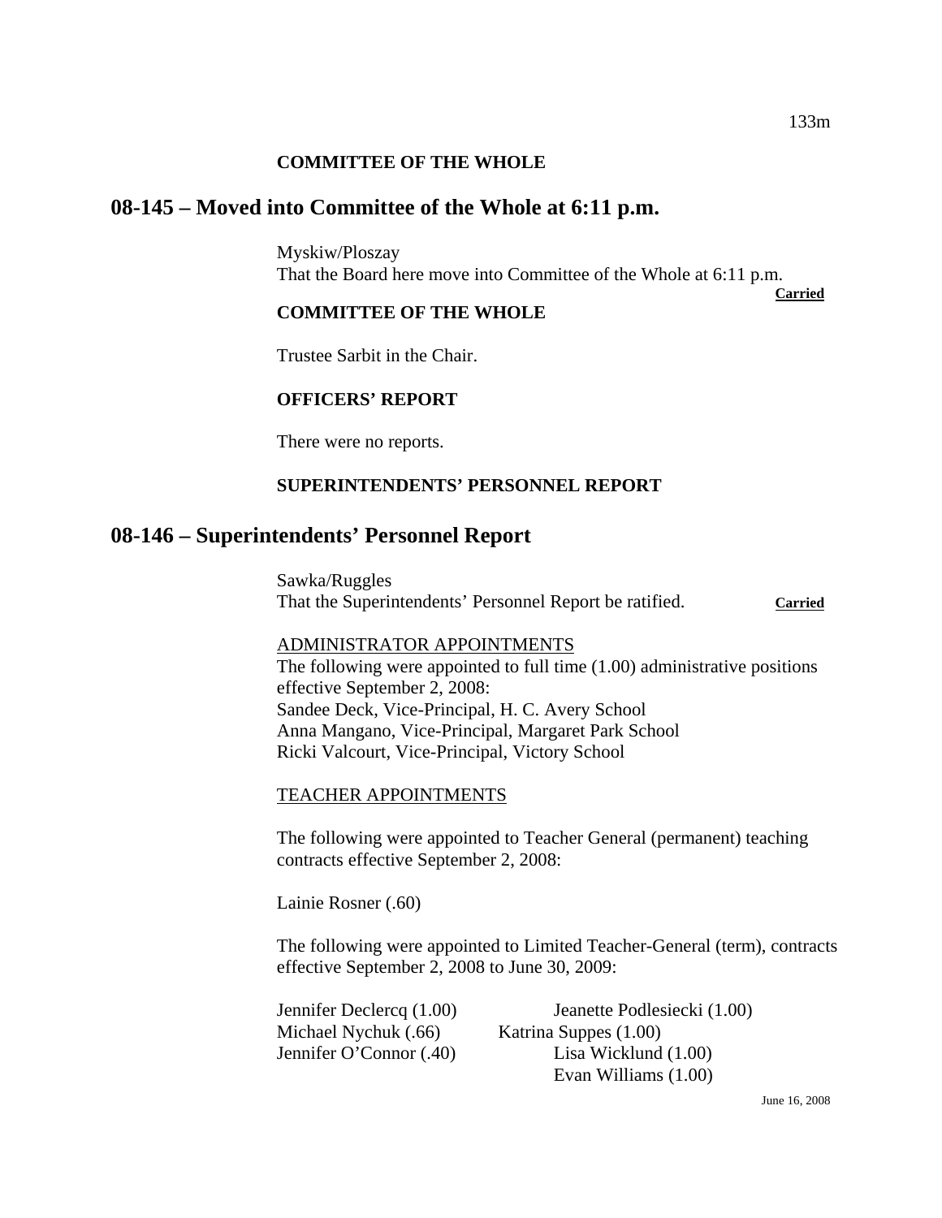**COMMITTEE OF THE WHOLE**

## 08-145 – Moved into Committee of the Whole at 6:11 p.m.

Myskiw/Ploszay
That the Board here move into Committee of the Whole at 6:11 p.m.
**Carried**

**COMMITTEE OF THE WHOLE**

Trustee Sarbit in the Chair.

**OFFICERS' REPORT**

There were no reports.

**SUPERINTENDENTS' PERSONNEL REPORT**

## 08-146 – Superintendents' Personnel Report

Sawka/Ruggles
That the Superintendents' Personnel Report be ratified. **Carried**

ADMINISTRATOR APPOINTMENTS
The following were appointed to full time (1.00) administrative positions effective September 2, 2008:
Sandee Deck, Vice-Principal, H. C. Avery School
Anna Mangano, Vice-Principal, Margaret Park School
Ricki Valcourt, Vice-Principal, Victory School

TEACHER APPOINTMENTS

The following were appointed to Teacher General (permanent) teaching contracts effective September 2, 2008:

Lainie Rosner (.60)

The following were appointed to Limited Teacher-General (term), contracts effective September 2, 2008 to June 30, 2009:

Jennifer Declercq (1.00)
Michael Nychuk (.66)
Jennifer O'Connor (.40)
Jeanette Podlesiecki (1.00)
Katrina Suppes (1.00)
Lisa Wicklund (1.00)
Evan Williams (1.00)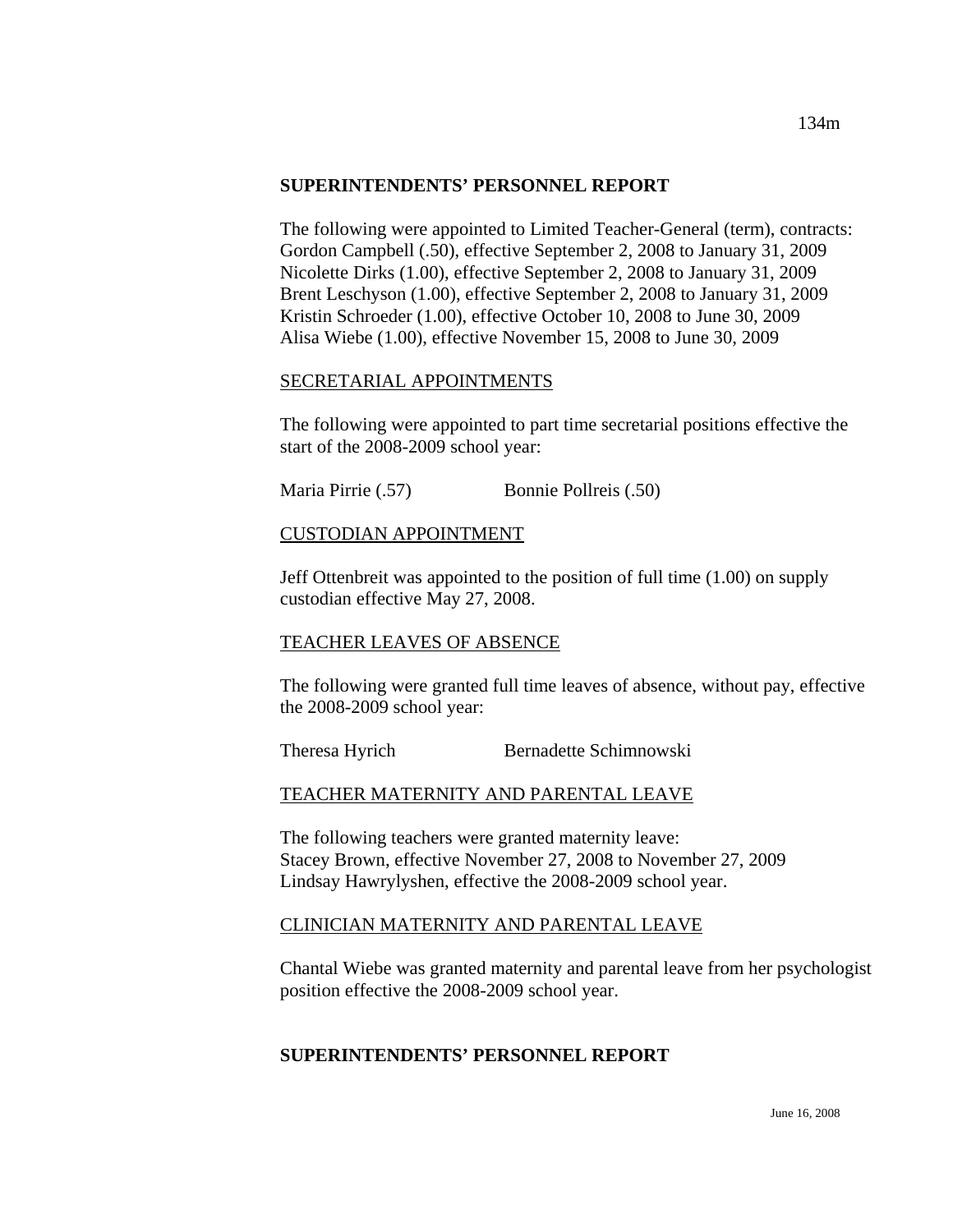## SUPERINTENDENTS' PERSONNEL REPORT

The following were appointed to Limited Teacher-General (term), contracts:
Gordon Campbell (.50), effective September 2, 2008 to January 31, 2009
Nicolette Dirks (1.00), effective September 2, 2008 to January 31, 2009
Brent Leschyson (1.00), effective September 2, 2008 to January 31, 2009
Kristin Schroeder (1.00), effective October 10, 2008 to June 30, 2009
Alisa Wiebe (1.00), effective November 15, 2008 to June 30, 2009

### SECRETARIAL APPOINTMENTS

The following were appointed to part time secretarial positions effective the start of the 2008-2009 school year:

Maria Pirrie (.57) Bonnie Pollreis (.50)

### CUSTODIAN APPOINTMENT

Jeff Ottenbreit was appointed to the position of full time (1.00) on supply custodian effective May 27, 2008.

### TEACHER LEAVES OF ABSENCE

The following were granted full time leaves of absence, without pay, effective the 2008-2009 school year:

Theresa Hyrich Bernadette Schimnowski

### TEACHER MATERNITY AND PARENTAL LEAVE

The following teachers were granted maternity leave:
Stacey Brown, effective November 27, 2008 to November 27, 2009
Lindsay Hawrylyshen, effective the 2008-2009 school year.

### CLINICIAN MATERNITY AND PARENTAL LEAVE

Chantal Wiebe was granted maternity and parental leave from her psychologist position effective the 2008-2009 school year.

## SUPERINTENDENTS' PERSONNEL REPORT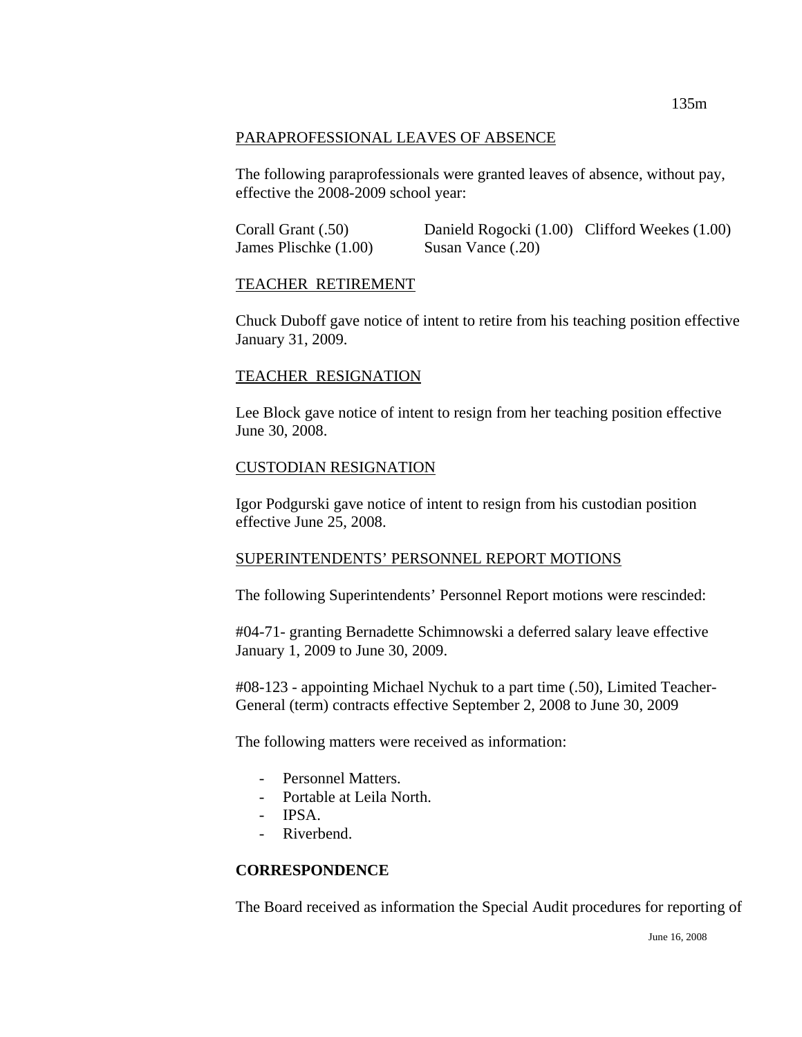## PARAPROFESSIONAL LEAVES OF ABSENCE

The following paraprofessionals were granted leaves of absence, without pay, effective the 2008-2009 school year:

| | | |
|---|---|---|
| Corall Grant (.50) | Danield Rogocki (1.00) | Clifford Weekes (1.00) |
| James Plischke (1.00) | Susan Vance (.20) | |

## TEACHER RETIREMENT

Chuck Duboff gave notice of intent to retire from his teaching position effective January 31, 2009.

## TEACHER RESIGNATION

Lee Block gave notice of intent to resign from her teaching position effective June 30, 2008.

## CUSTODIAN RESIGNATION

Igor Podgurski gave notice of intent to resign from his custodian position effective June 25, 2008.

## SUPERINTENDENTS' PERSONNEL REPORT MOTIONS

The following Superintendents' Personnel Report motions were rescinded:

#04-71- granting Bernadette Schimnowski a deferred salary leave effective January 1, 2009 to June 30, 2009.

#08-123 - appointing Michael Nychuk to a part time (.50), Limited Teacher-General (term) contracts effective September 2, 2008 to June 30, 2009

The following matters were received as information:

- Personnel Matters.
- Portable at Leila North.
- IPSA.
- Riverbend.

**CORRESPONDENCE**

The Board received as information the Special Audit procedures for reporting of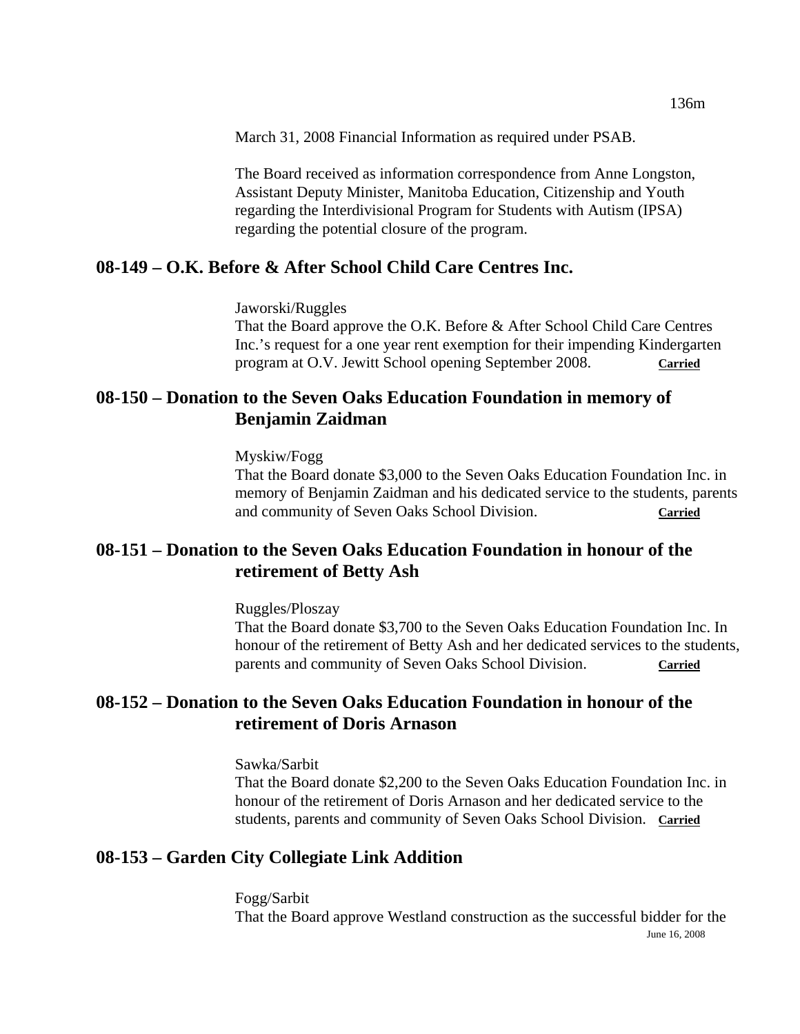March 31, 2008 Financial Information as required under PSAB.

The Board received as information correspondence from Anne Longston, Assistant Deputy Minister, Manitoba Education, Citizenship and Youth regarding the Interdivisional Program for Students with Autism (IPSA) regarding the potential closure of the program.

## 08-149 – O.K. Before & After School Child Care Centres Inc.

Jaworski/Ruggles
That the Board approve the O.K. Before & After School Child Care Centres Inc.'s request for a one year rent exemption for their impending Kindergarten program at O.V. Jewitt School opening September 2008. **Carried**

## 08-150 – Donation to the Seven Oaks Education Foundation in memory of Benjamin Zaidman

Myskiw/Fogg
That the Board donate $3,000 to the Seven Oaks Education Foundation Inc. in memory of Benjamin Zaidman and his dedicated service to the students, parents and community of Seven Oaks School Division. **Carried**

## 08-151 – Donation to the Seven Oaks Education Foundation in honour of the retirement of Betty Ash

Ruggles/Ploszay
That the Board donate $3,700 to the Seven Oaks Education Foundation Inc. In honour of the retirement of Betty Ash and her dedicated services to the students, parents and community of Seven Oaks School Division. **Carried**

## 08-152 – Donation to the Seven Oaks Education Foundation in honour of the retirement of Doris Arnason

Sawka/Sarbit
That the Board donate $2,200 to the Seven Oaks Education Foundation Inc. in honour of the retirement of Doris Arnason and her dedicated service to the students, parents and community of Seven Oaks School Division. **Carried**

## 08-153 – Garden City Collegiate Link Addition

Fogg/Sarbit
That the Board approve Westland construction as the successful bidder for the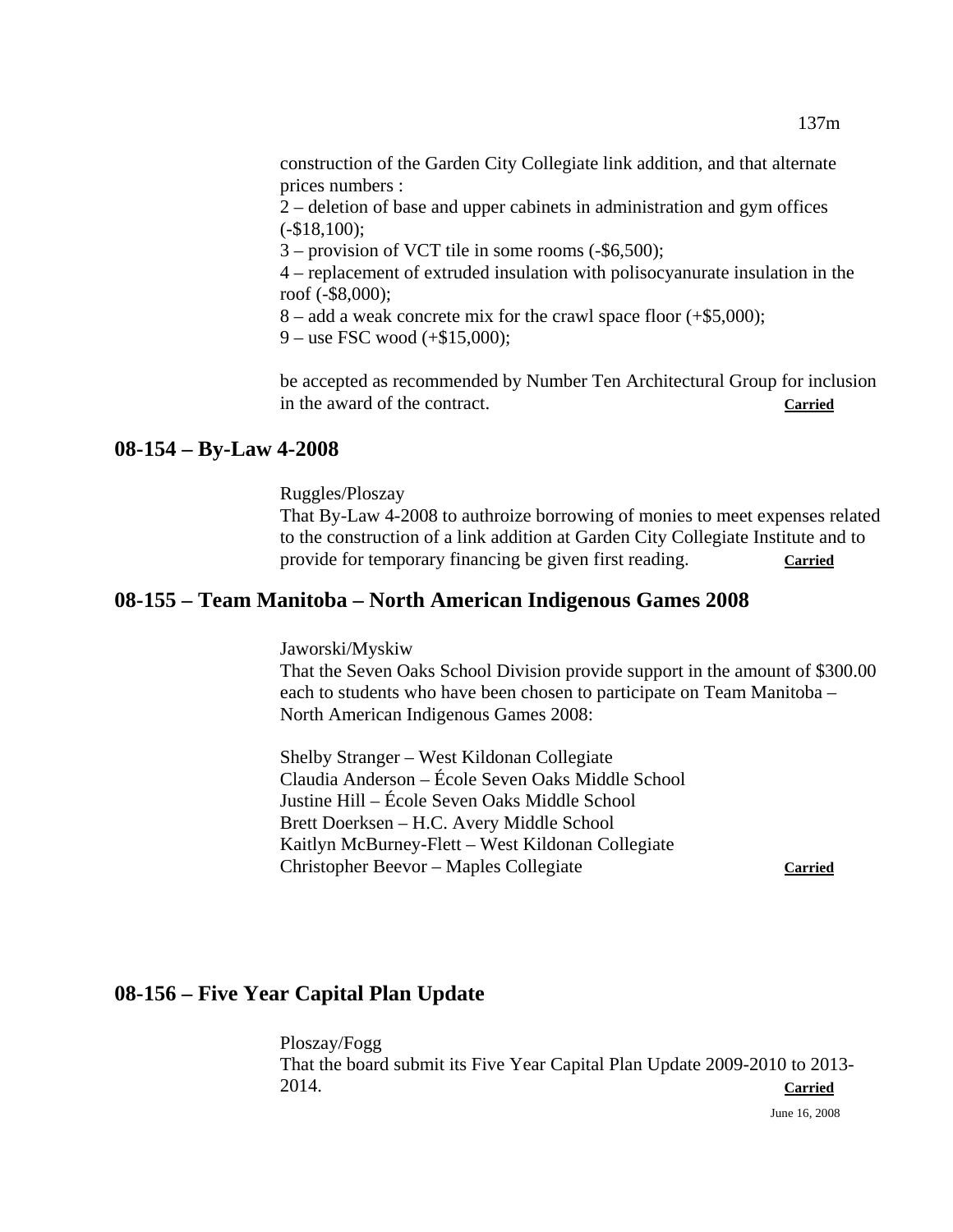construction of the Garden City Collegiate link addition, and that alternate prices numbers :

2 – deletion of base and upper cabinets in administration and gym offices (-$18,100);

3 – provision of VCT tile in some rooms (-$6,500);

4 – replacement of extruded insulation with polisocyanurate insulation in the roof (-$8,000);

8 – add a weak concrete mix for the crawl space floor (+$5,000);

9 – use FSC wood (+$15,000);

be accepted as recommended by Number Ten Architectural Group for inclusion in the award of the contract. **Carried**

## 08-154 – By-Law 4-2008

Ruggles/Ploszay

That By-Law 4-2008 to authroize borrowing of monies to meet expenses related to the construction of a link addition at Garden City Collegiate Institute and to provide for temporary financing be given first reading. **Carried**

## 08-155 – Team Manitoba – North American Indigenous Games 2008

Jaworski/Myskiw

That the Seven Oaks School Division provide support in the amount of $300.00 each to students who have been chosen to participate on Team Manitoba – North American Indigenous Games 2008:

Shelby Stranger – West Kildonan Collegiate
Claudia Anderson – École Seven Oaks Middle School
Justine Hill – École Seven Oaks Middle School
Brett Doerksen – H.C. Avery Middle School
Kaitlyn McBurney-Flett – West Kildonan Collegiate
Christopher Beevor – Maples Collegiate **Carried**

## 08-156 – Five Year Capital Plan Update

Ploszay/Fogg

That the board submit its Five Year Capital Plan Update 2009-2010 to 2013-2014. **Carried**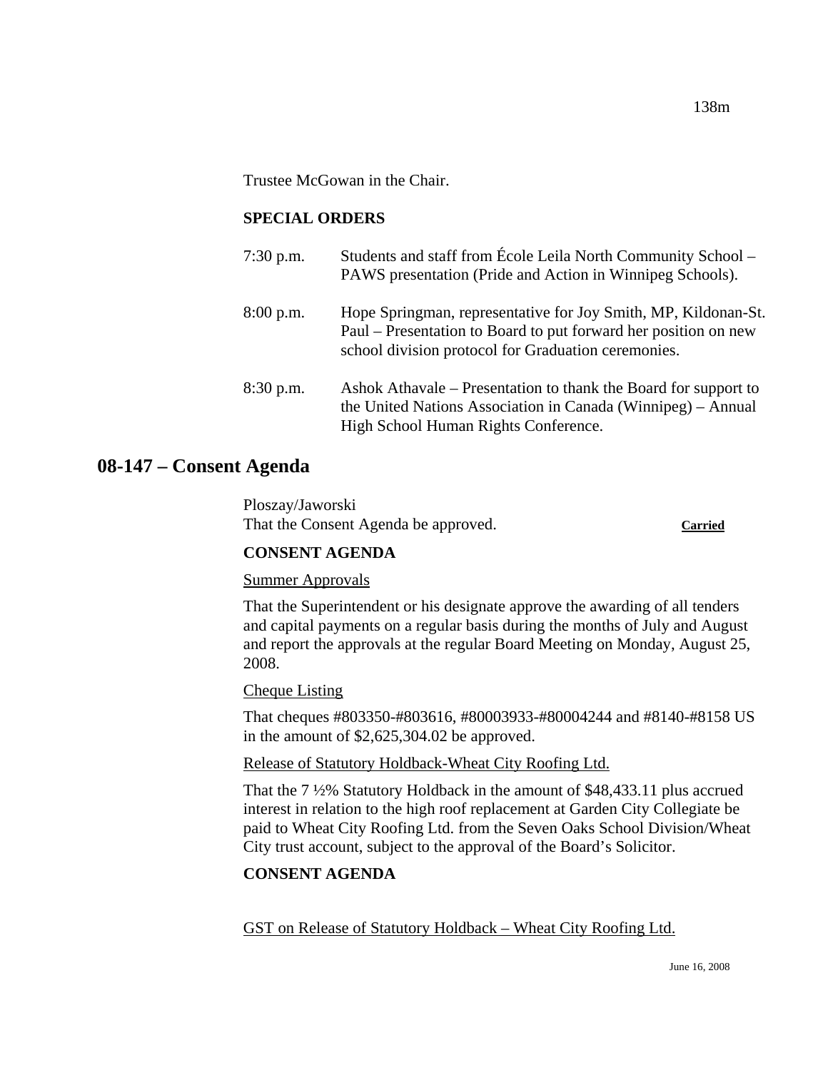Trustee McGowan in the Chair.

**SPECIAL ORDERS**

7:30 p.m. Students and staff from École Leila North Community School – PAWS presentation (Pride and Action in Winnipeg Schools).

8:00 p.m. Hope Springman, representative for Joy Smith, MP, Kildonan-St. Paul – Presentation to Board to put forward her position on new school division protocol for Graduation ceremonies.

8:30 p.m. Ashok Athavale – Presentation to thank the Board for support to the United Nations Association in Canada (Winnipeg) – Annual High School Human Rights Conference.

## 08-147 – Consent Agenda

Ploszay/Jaworski
That the Consent Agenda be approved. **Carried**

**CONSENT AGENDA**

Summer Approvals

That the Superintendent or his designate approve the awarding of all tenders and capital payments on a regular basis during the months of July and August and report the approvals at the regular Board Meeting on Monday, August 25, 2008.

Cheque Listing

That cheques #803350-#803616, #80003933-#80004244 and #8140-#8158 US in the amount of $2,625,304.02 be approved.

Release of Statutory Holdback-Wheat City Roofing Ltd.

That the 7 ½% Statutory Holdback in the amount of $48,433.11 plus accrued interest in relation to the high roof replacement at Garden City Collegiate be paid to Wheat City Roofing Ltd. from the Seven Oaks School Division/Wheat City trust account, subject to the approval of the Board's Solicitor.

**CONSENT AGENDA**

GST on Release of Statutory Holdback – Wheat City Roofing Ltd.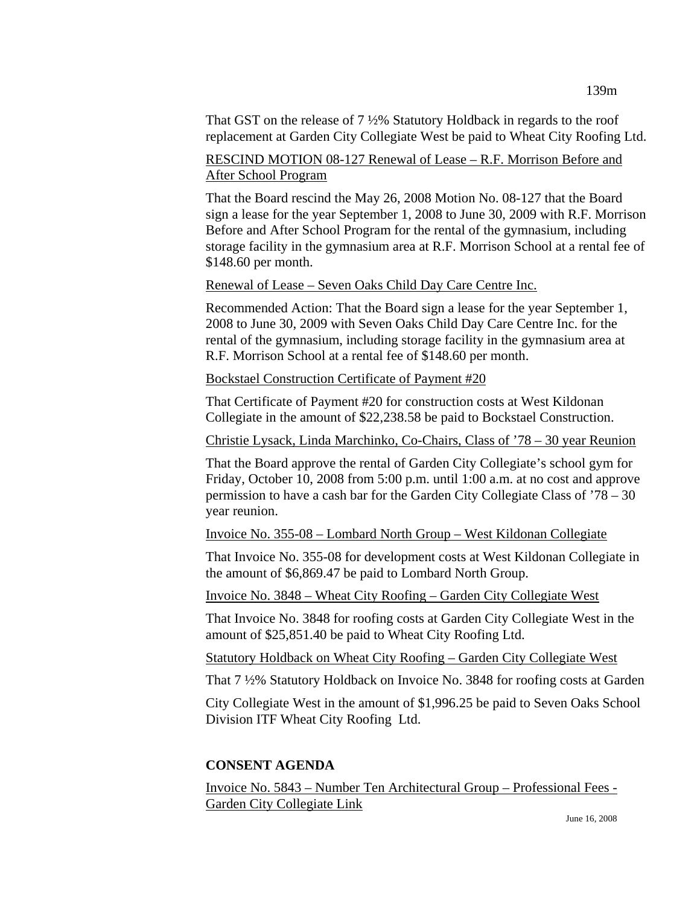That GST on the release of 7 ½% Statutory Holdback in regards to the roof replacement at Garden City Collegiate West be paid to Wheat City Roofing Ltd.

<u>RESCIND MOTION 08-127 Renewal of Lease – R.F. Morrison Before and After School Program</u>

That the Board rescind the May 26, 2008 Motion No. 08-127 that the Board sign a lease for the year September 1, 2008 to June 30, 2009 with R.F. Morrison Before and After School Program for the rental of the gymnasium, including storage facility in the gymnasium area at R.F. Morrison School at a rental fee of $148.60 per month.

<u>Renewal of Lease – Seven Oaks Child Day Care Centre Inc.</u>

Recommended Action: That the Board sign a lease for the year September 1, 2008 to June 30, 2009 with Seven Oaks Child Day Care Centre Inc. for the rental of the gymnasium, including storage facility in the gymnasium area at R.F. Morrison School at a rental fee of $148.60 per month.

<u>Bockstael Construction Certificate of Payment #20</u>

That Certificate of Payment #20 for construction costs at West Kildonan Collegiate in the amount of $22,238.58 be paid to Bockstael Construction.

<u>Christie Lysack, Linda Marchinko, Co-Chairs, Class of '78 – 30 year Reunion</u>

That the Board approve the rental of Garden City Collegiate's school gym for Friday, October 10, 2008 from 5:00 p.m. until 1:00 a.m. at no cost and approve permission to have a cash bar for the Garden City Collegiate Class of '78 – 30 year reunion.

<u>Invoice No. 355-08 – Lombard North Group – West Kildonan Collegiate</u>

That Invoice No. 355-08 for development costs at West Kildonan Collegiate in the amount of $6,869.47 be paid to Lombard North Group.

<u>Invoice No. 3848 – Wheat City Roofing – Garden City Collegiate West</u>

That Invoice No. 3848 for roofing costs at Garden City Collegiate West in the amount of $25,851.40 be paid to Wheat City Roofing Ltd.

<u>Statutory Holdback on Wheat City Roofing – Garden City Collegiate West</u>

That 7 ½% Statutory Holdback on Invoice No. 3848 for roofing costs at Garden City Collegiate West in the amount of $1,996.25 be paid to Seven Oaks School Division ITF Wheat City Roofing Ltd.

**CONSENT AGENDA**

<u>Invoice No. 5843 – Number Ten Architectural Group – Professional Fees - Garden City Collegiate Link</u>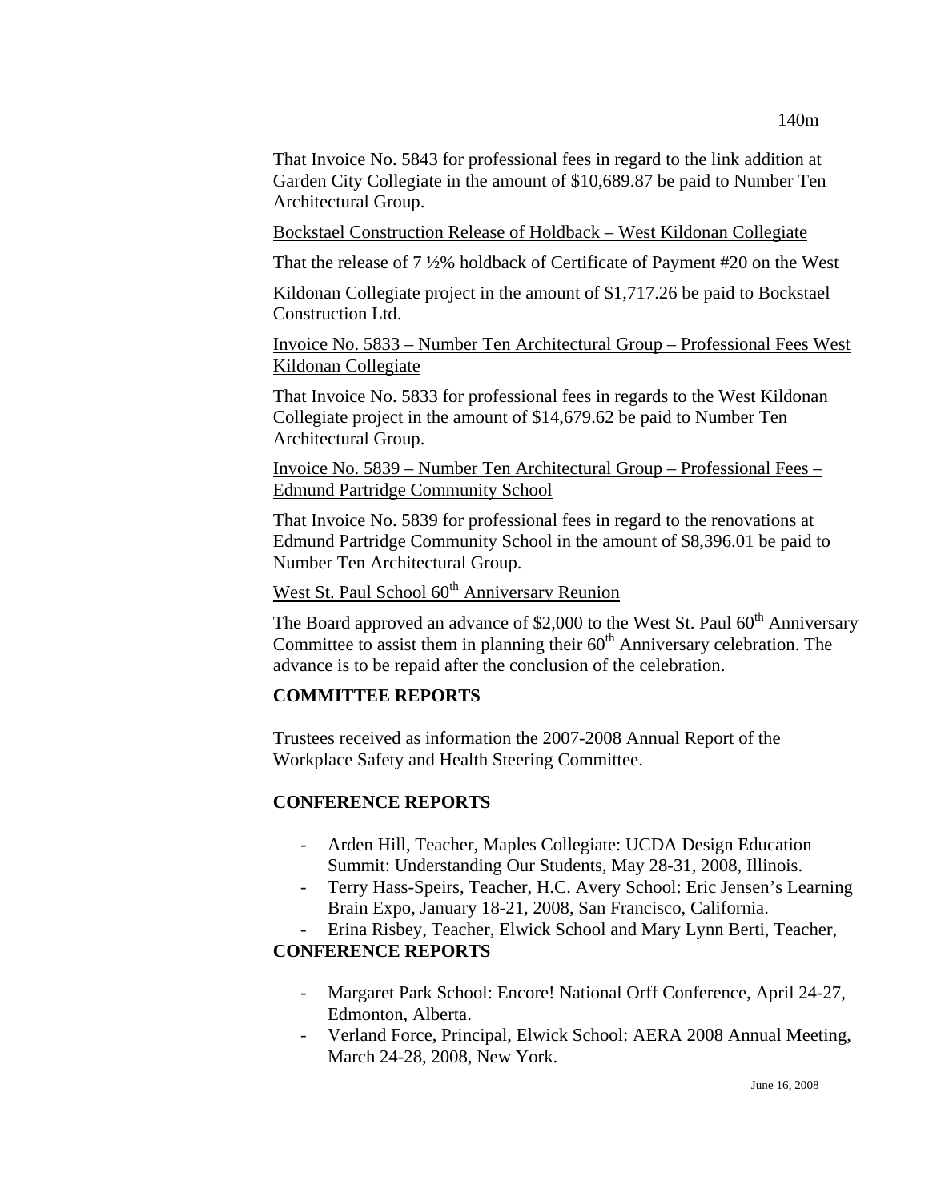That Invoice No. 5843 for professional fees in regard to the link addition at Garden City Collegiate in the amount of $10,689.87 be paid to Number Ten Architectural Group.

Bockstael Construction Release of Holdback – West Kildonan Collegiate

That the release of 7 ½% holdback of Certificate of Payment #20 on the West

Kildonan Collegiate project in the amount of $1,717.26 be paid to Bockstael Construction Ltd.

Invoice No. 5833 – Number Ten Architectural Group – Professional Fees West Kildonan Collegiate

That Invoice No. 5833 for professional fees in regards to the West Kildonan Collegiate project in the amount of $14,679.62 be paid to Number Ten Architectural Group.

Invoice No. 5839 – Number Ten Architectural Group – Professional Fees – Edmund Partridge Community School

That Invoice No. 5839 for professional fees in regard to the renovations at Edmund Partridge Community School in the amount of $8,396.01 be paid to Number Ten Architectural Group.

West St. Paul School 60th Anniversary Reunion

The Board approved an advance of $2,000 to the West St. Paul 60th Anniversary Committee to assist them in planning their 60th Anniversary celebration. The advance is to be repaid after the conclusion of the celebration.

**COMMITTEE REPORTS**

Trustees received as information the 2007-2008 Annual Report of the Workplace Safety and Health Steering Committee.

**CONFERENCE REPORTS**

- Arden Hill, Teacher, Maples Collegiate: UCDA Design Education Summit: Understanding Our Students, May 28-31, 2008, Illinois.
- Terry Hass-Speirs, Teacher, H.C. Avery School: Eric Jensen's Learning Brain Expo, January 18-21, 2008, San Francisco, California.
- Erina Risbey, Teacher, Elwick School and Mary Lynn Berti, Teacher,

**CONFERENCE REPORTS**

- Margaret Park School: Encore! National Orff Conference, April 24-27, Edmonton, Alberta.
- Verland Force, Principal, Elwick School: AERA 2008 Annual Meeting, March 24-28, 2008, New York.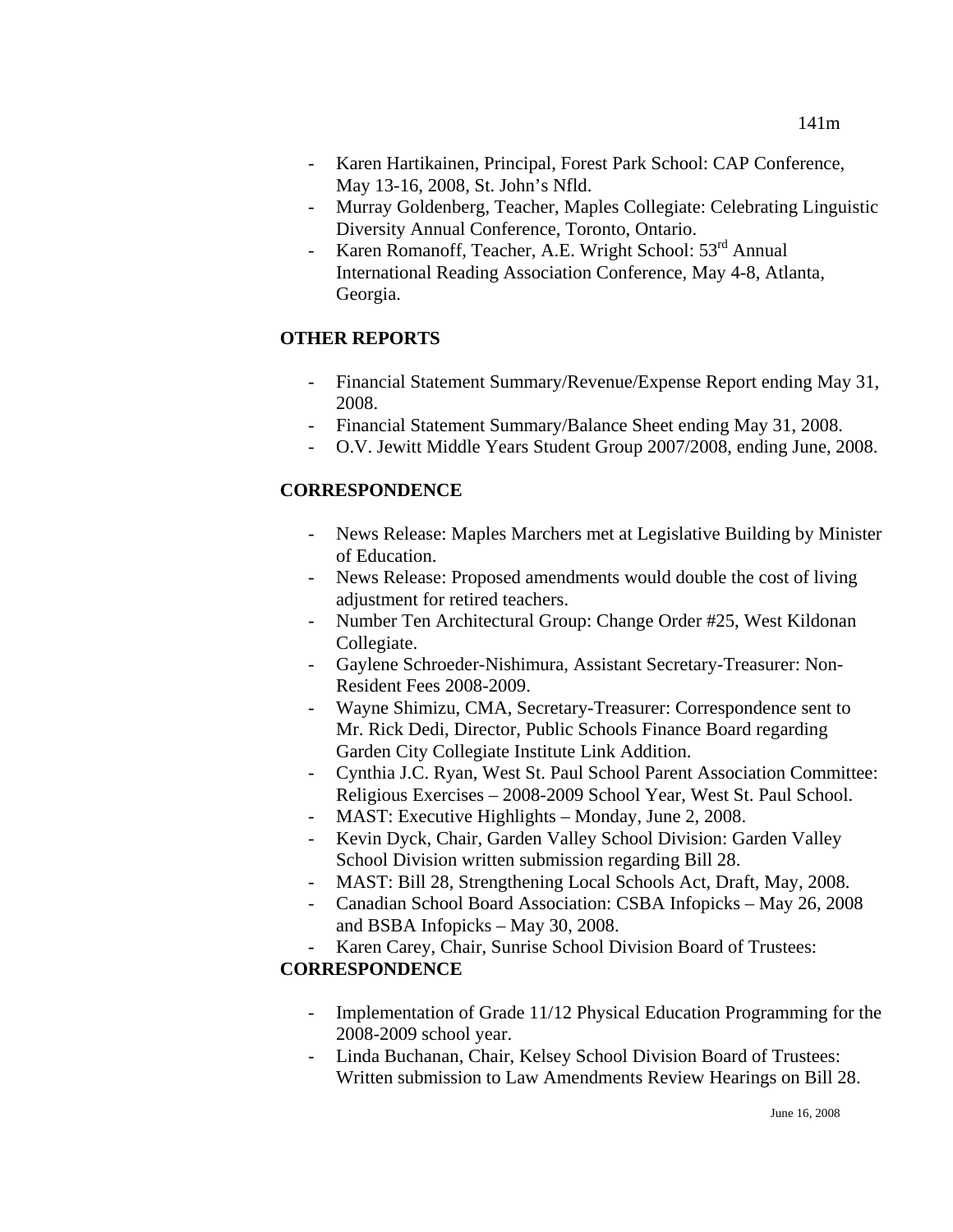- Karen Hartikainen, Principal, Forest Park School: CAP Conference, May 13-16, 2008, St. John's Nfld.
- Murray Goldenberg, Teacher, Maples Collegiate: Celebrating Linguistic Diversity Annual Conference, Toronto, Ontario.
- Karen Romanoff, Teacher, A.E. Wright School: 53rd Annual International Reading Association Conference, May 4-8, Atlanta, Georgia.

**OTHER REPORTS**

- Financial Statement Summary/Revenue/Expense Report ending May 31, 2008.
- Financial Statement Summary/Balance Sheet ending May 31, 2008.
- O.V. Jewitt Middle Years Student Group 2007/2008, ending June, 2008.

**CORRESPONDENCE**

- News Release: Maples Marchers met at Legislative Building by Minister of Education.
- News Release: Proposed amendments would double the cost of living adjustment for retired teachers.
- Number Ten Architectural Group: Change Order #25, West Kildonan Collegiate.
- Gaylene Schroeder-Nishimura, Assistant Secretary-Treasurer: Non-Resident Fees 2008-2009.
- Wayne Shimizu, CMA, Secretary-Treasurer: Correspondence sent to Mr. Rick Dedi, Director, Public Schools Finance Board regarding Garden City Collegiate Institute Link Addition.
- Cynthia J.C. Ryan, West St. Paul School Parent Association Committee: Religious Exercises – 2008-2009 School Year, West St. Paul School.
- MAST: Executive Highlights – Monday, June 2, 2008.
- Kevin Dyck, Chair, Garden Valley School Division: Garden Valley School Division written submission regarding Bill 28.
- MAST: Bill 28, Strengthening Local Schools Act, Draft, May, 2008.
- Canadian School Board Association: CSBA Infopicks – May 26, 2008 and BSBA Infopicks – May 30, 2008.
- Karen Carey, Chair, Sunrise School Division Board of Trustees:

**CORRESPONDENCE**

- Implementation of Grade 11/12 Physical Education Programming for the 2008-2009 school year.
- Linda Buchanan, Chair, Kelsey School Division Board of Trustees: Written submission to Law Amendments Review Hearings on Bill 28.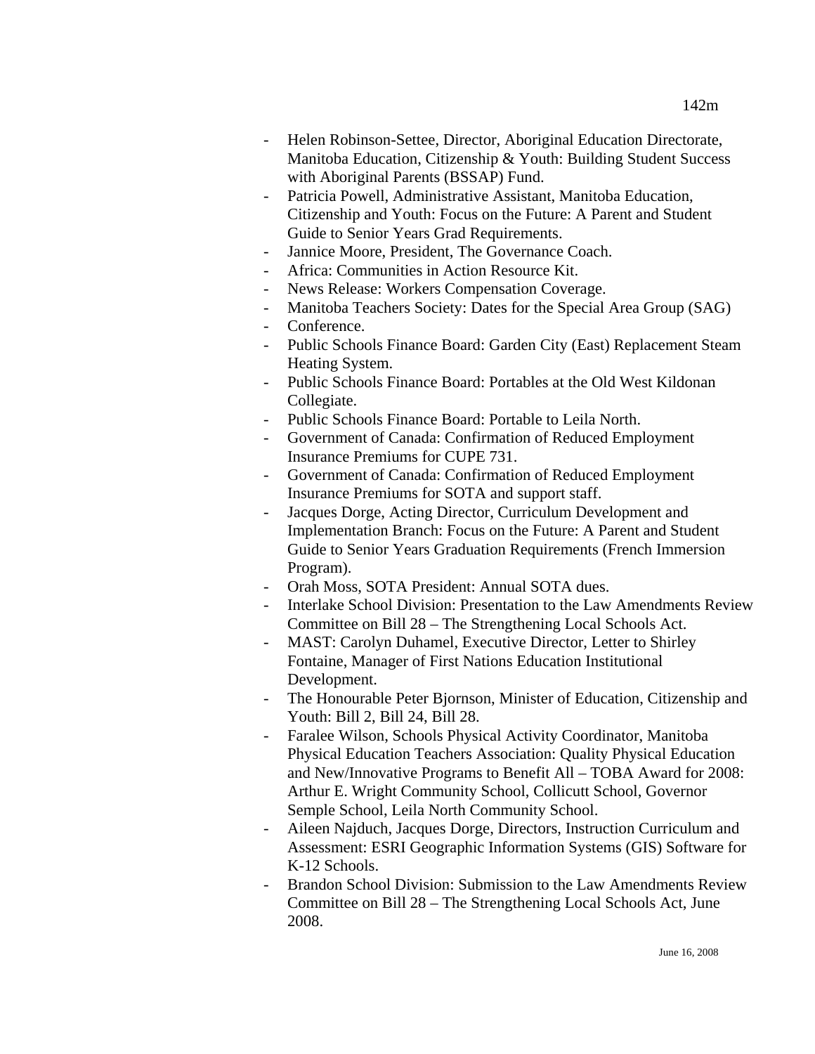- Helen Robinson-Settee, Director, Aboriginal Education Directorate, Manitoba Education, Citizenship & Youth: Building Student Success with Aboriginal Parents (BSSAP) Fund.
- Patricia Powell, Administrative Assistant, Manitoba Education, Citizenship and Youth: Focus on the Future: A Parent and Student Guide to Senior Years Grad Requirements.
- Jannice Moore, President, The Governance Coach.
- Africa: Communities in Action Resource Kit.
- News Release: Workers Compensation Coverage.
- Manitoba Teachers Society: Dates for the Special Area Group (SAG)
- Conference.
- Public Schools Finance Board: Garden City (East) Replacement Steam Heating System.
- Public Schools Finance Board: Portables at the Old West Kildonan Collegiate.
- Public Schools Finance Board: Portable to Leila North.
- Government of Canada: Confirmation of Reduced Employment Insurance Premiums for CUPE 731.
- Government of Canada: Confirmation of Reduced Employment Insurance Premiums for SOTA and support staff.
- Jacques Dorge, Acting Director, Curriculum Development and Implementation Branch: Focus on the Future: A Parent and Student Guide to Senior Years Graduation Requirements (French Immersion Program).
- Orah Moss, SOTA President: Annual SOTA dues.
- Interlake School Division: Presentation to the Law Amendments Review Committee on Bill 28 – The Strengthening Local Schools Act.
- MAST: Carolyn Duhamel, Executive Director, Letter to Shirley Fontaine, Manager of First Nations Education Institutional Development.
- The Honourable Peter Bjornson, Minister of Education, Citizenship and Youth: Bill 2, Bill 24, Bill 28.
- Faralee Wilson, Schools Physical Activity Coordinator, Manitoba Physical Education Teachers Association: Quality Physical Education and New/Innovative Programs to Benefit All – TOBA Award for 2008: Arthur E. Wright Community School, Collicutt School, Governor Semple School, Leila North Community School.
- Aileen Najduch, Jacques Dorge, Directors, Instruction Curriculum and Assessment: ESRI Geographic Information Systems (GIS) Software for K-12 Schools.
- Brandon School Division: Submission to the Law Amendments Review Committee on Bill 28 – The Strengthening Local Schools Act, June 2008.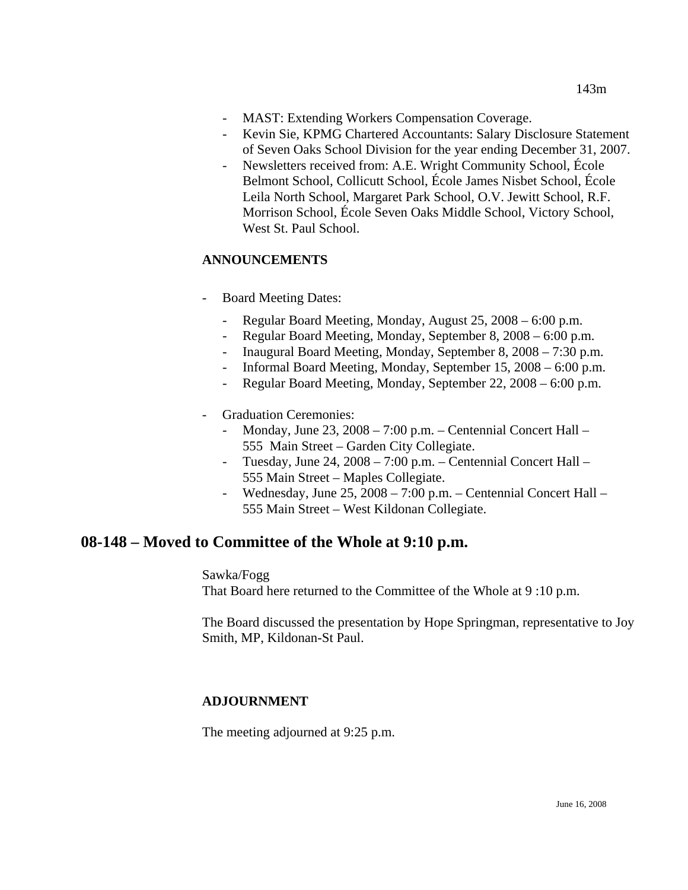- MAST: Extending Workers Compensation Coverage.
- Kevin Sie, KPMG Chartered Accountants: Salary Disclosure Statement of Seven Oaks School Division for the year ending December 31, 2007.
- Newsletters received from: A.E. Wright Community School, École Belmont School, Collicutt School, École James Nisbet School, École Leila North School, Margaret Park School, O.V. Jewitt School, R.F. Morrison School, École Seven Oaks Middle School, Victory School, West St. Paul School.

**ANNOUNCEMENTS**

- Board Meeting Dates:
  - Regular Board Meeting, Monday, August 25, 2008 – 6:00 p.m.
  - Regular Board Meeting, Monday, September 8, 2008 – 6:00 p.m.
  - Inaugural Board Meeting, Monday, September 8, 2008 – 7:30 p.m.
  - Informal Board Meeting, Monday, September 15, 2008 – 6:00 p.m.
  - Regular Board Meeting, Monday, September 22, 2008 – 6:00 p.m.

- Graduation Ceremonies:
  - Monday, June 23, 2008 – 7:00 p.m. – Centennial Concert Hall – 555 Main Street – Garden City Collegiate.
  - Tuesday, June 24, 2008 – 7:00 p.m. – Centennial Concert Hall – 555 Main Street – Maples Collegiate.
  - Wednesday, June 25, 2008 – 7:00 p.m. – Centennial Concert Hall – 555 Main Street – West Kildonan Collegiate.

## 08-148 – Moved to Committee of the Whole at 9:10 p.m.

Sawka/Fogg
That Board here returned to the Committee of the Whole at 9 :10 p.m.

The Board discussed the presentation by Hope Springman, representative to Joy Smith, MP, Kildonan-St Paul.

**ADJOURNMENT**

The meeting adjourned at 9:25 p.m.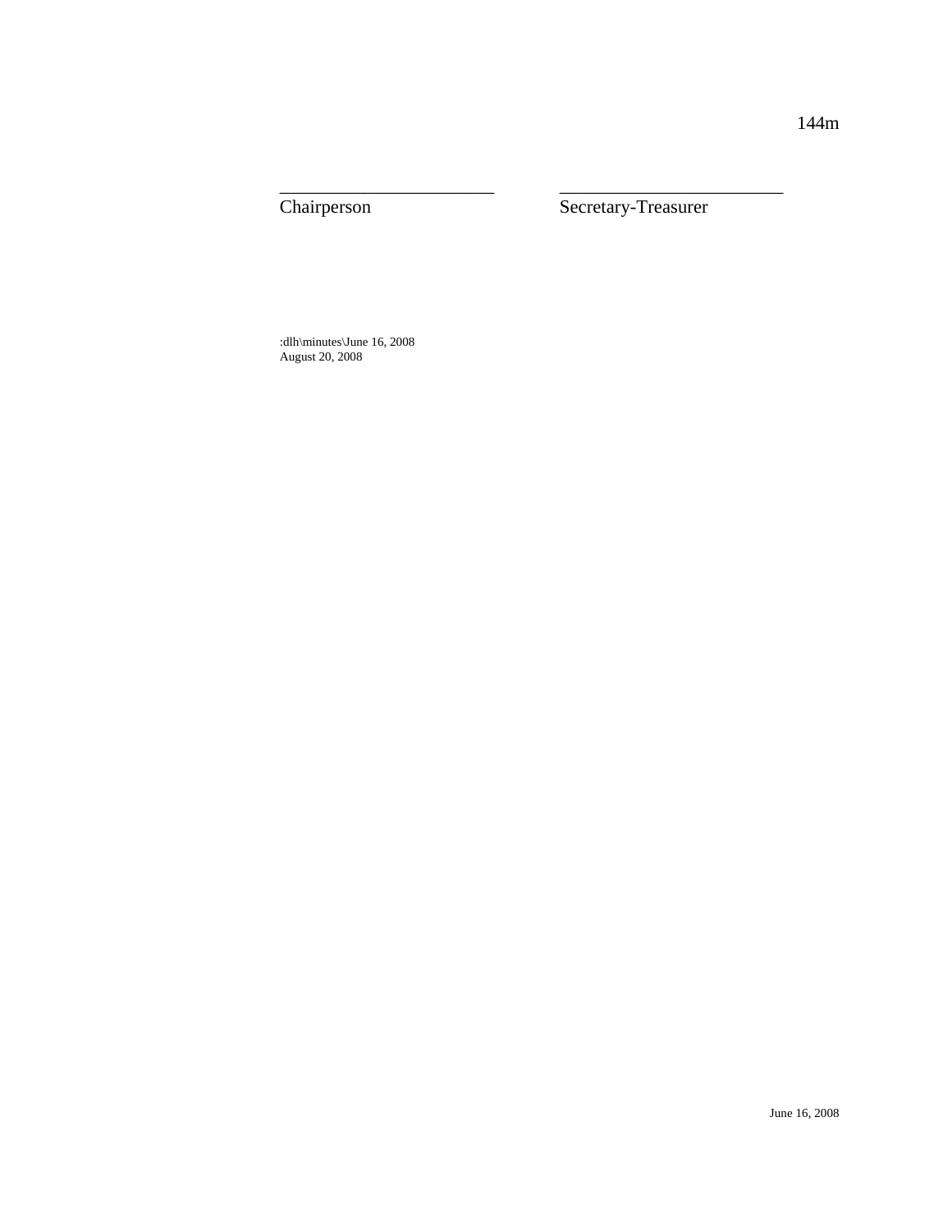\_\_\_\_\_\_\_\_\_\_\_\_\_\_\_\_\_\_\_\_\_\_\_\_\_ \_\_\_\_\_\_\_\_\_\_\_\_\_\_\_\_\_\_\_\_\_\_\_\_\_\_

Chairperson Secretary-Treasurer

:dlh\minutes\June 16, 2008
August 20, 2008